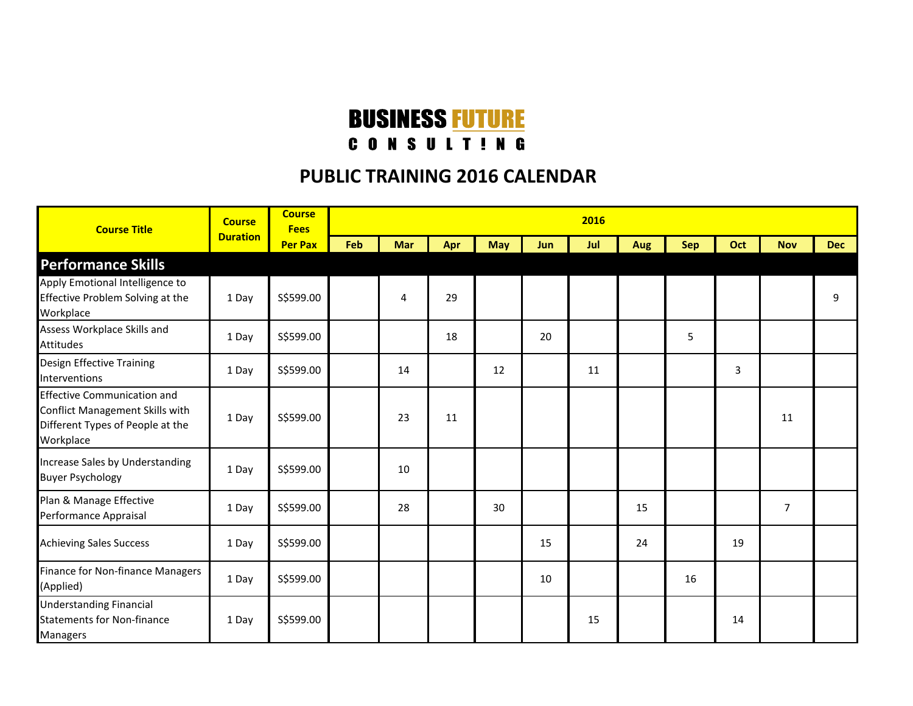**BUSINESS FUTURE**
**CONSULT!NG**

# PUBLIC TRAINING 2016 CALENDAR

| Course Title | Course Duration | Course Fees Per Pax | 2016 | | | | | | | | | | |
|---|---|---|---|---|---|---|---|---|---|---|---|---|---|
| | | | Feb | Mar | Apr | May | Jun | Jul | Aug | Sep | Oct | Nov | Dec |
| **Performance Skills** | | | | | | | | | | | | | |
| Apply Emotional Intelligence to Effective Problem Solving at the Workplace | 1 Day | S$599.00 | | 4 | 29 | | | | | | | | 9 |
| Assess Workplace Skills and Attitudes | 1 Day | S$599.00 | | | 18 | | 20 | | | 5 | | | |
| Design Effective Training Interventions | 1 Day | S$599.00 | | 14 | | 12 | | 11 | | | 3 | | |
| Effective Communication and Conflict Management Skills with Different Types of People at the Workplace | 1 Day | S$599.00 | | 23 | 11 | | | | | | | 11 | |
| Increase Sales by Understanding Buyer Psychology | 1 Day | S$599.00 | | 10 | | | | | | | | | |
| Plan & Manage Effective Performance Appraisal | 1 Day | S$599.00 | | 28 | | 30 | | | 15 | | | 7 | |
| Achieving Sales Success | 1 Day | S$599.00 | | | | | 15 | | 24 | | 19 | | |
| Finance for Non-finance Managers (Applied) | 1 Day | S$599.00 | | | | | 10 | | | 16 | | | |
| Understanding Financial Statements for Non-finance Managers | 1 Day | S$599.00 | | | | | | 15 | | | 14 | | |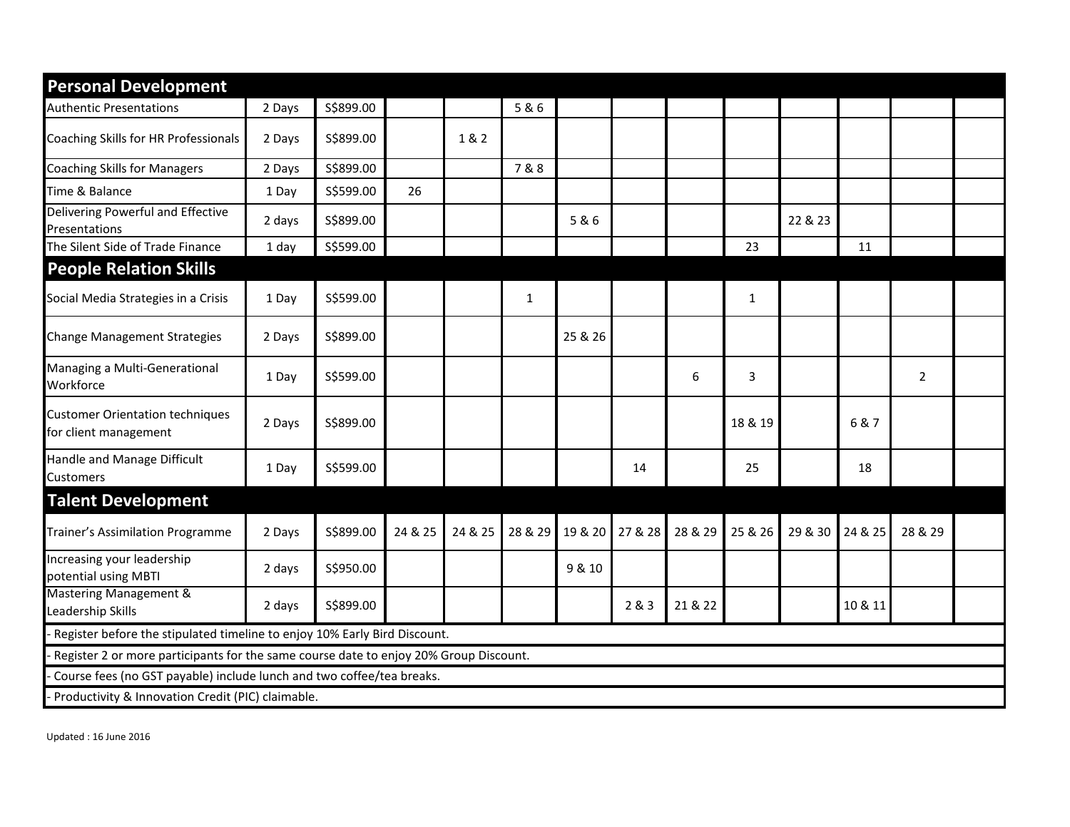| | | | | | | | | | | | | | |
|---|---|---|---|---|---|---|---|---|---|---|---|---|---|
| **Personal Development** | | | | | | | | | | | | | |
| Authentic Presentations | 2 Days | S$899.00 | | | 5 & 6 | | | | | | | | |
| Coaching Skills for HR Professionals | 2 Days | S$899.00 | | 1 & 2 | | | | | | | | | |
| Coaching Skills for Managers | 2 Days | S$899.00 | | | 7 & 8 | | | | | | | | |
| Time & Balance | 1 Day | S$599.00 | 26 | | | | | | | | | | |
| Delivering Powerful and Effective Presentations | 2 days | S$899.00 | | | | 5 & 6 | | | | 22 & 23 | | | |
| The Silent Side of Trade Finance | 1 day | S$599.00 | | | | | | | 23 | | 11 | | |
| **People Relation Skills** | | | | | | | | | | | | | |
| Social Media Strategies in a Crisis | 1 Day | S$599.00 | | | 1 | | | | 1 | | | | |
| Change Management Strategies | 2 Days | S$899.00 | | | | 25 & 26 | | | | | | | |
| Managing a Multi-Generational Workforce | 1 Day | S$599.00 | | | | | | 6 | 3 | | | 2 | |
| Customer Orientation techniques for client management | 2 Days | S$899.00 | | | | | | | 18 & 19 | | 6 & 7 | | |
| Handle and Manage Difficult Customers | 1 Day | S$599.00 | | | | | 14 | | 25 | | 18 | | |
| **Talent Development** | | | | | | | | | | | | | |
| Trainer's Assimilation Programme | 2 Days | S$899.00 | 24 & 25 | 24 & 25 | 28 & 29 | 19 & 20 | 27 & 28 | 28 & 29 | 25 & 26 | 29 & 30 | 24 & 25 | 28 & 29 | |
| Increasing your leadership potential using MBTI | 2 days | S$950.00 | | | | 9 & 10 | | | | | | | |
| Mastering Management & Leadership Skills | 2 days | S$899.00 | | | | | 2 & 3 | 21 & 22 | | | 10 & 11 | | |

- Register before the stipulated timeline to enjoy 10% Early Bird Discount.
- Register 2 or more participants for the same course date to enjoy 20% Group Discount.
- Course fees (no GST payable) include lunch and two coffee/tea breaks.
- Productivity & Innovation Credit (PIC) claimable.

Updated : 16 June 2016